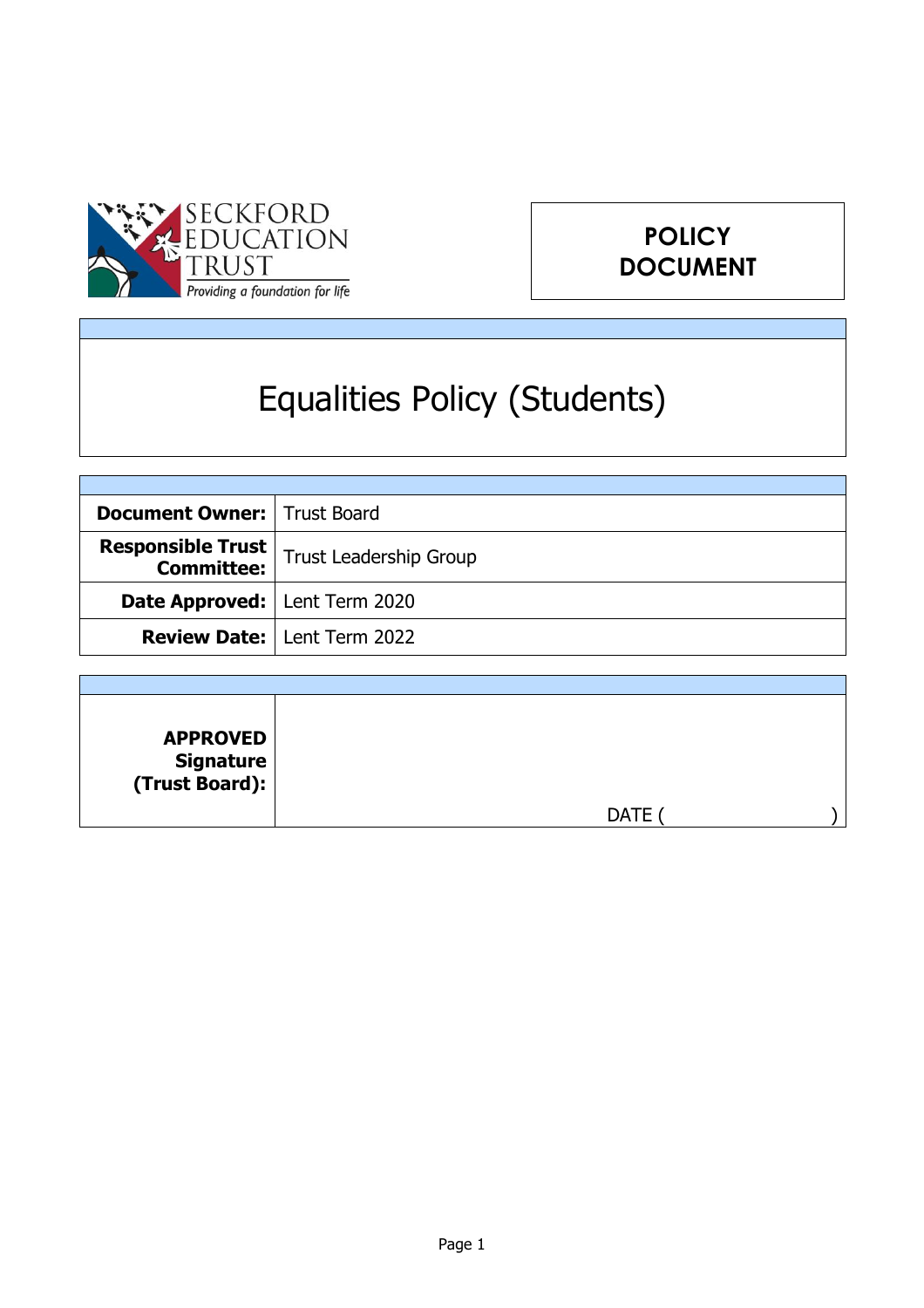SECKFORD EDUCATION TRUST

*Providing a foundation for life*

**POLICY DOCUMENT**

# Equalities Policy (Students)

| | |
|---|---|
| **Document Owner:** | Trust Board |
| **Responsible Trust Committee:** | Trust Leadership Group |
| **Date Approved:** | Lent Term 2020 |
| **Review Date:** | Lent Term 2022 |

| | |
|---|---|
| **APPROVED Signature (Trust Board):** | DATE ( ) |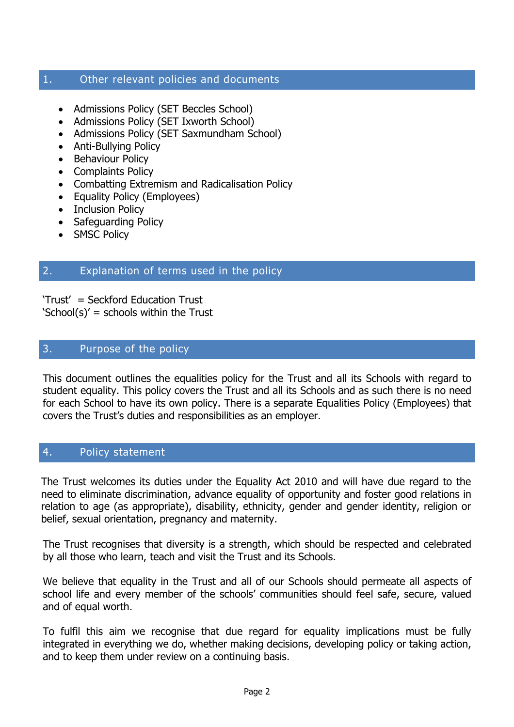## 1. Other relevant policies and documents

- Admissions Policy (SET Beccles School)
- Admissions Policy (SET Ixworth School)
- Admissions Policy (SET Saxmundham School)
- Anti-Bullying Policy
- Behaviour Policy
- Complaints Policy
- Combatting Extremism and Radicalisation Policy
- Equality Policy (Employees)
- Inclusion Policy
- Safeguarding Policy
- SMSC Policy

## 2. Explanation of terms used in the policy

'Trust' = Seckford Education Trust
'School(s)' = schools within the Trust

## 3. Purpose of the policy

This document outlines the equalities policy for the Trust and all its Schools with regard to student equality. This policy covers the Trust and all its Schools and as such there is no need for each School to have its own policy. There is a separate Equalities Policy (Employees) that covers the Trust's duties and responsibilities as an employer.

## 4. Policy statement

The Trust welcomes its duties under the Equality Act 2010 and will have due regard to the need to eliminate discrimination, advance equality of opportunity and foster good relations in relation to age (as appropriate), disability, ethnicity, gender and gender identity, religion or belief, sexual orientation, pregnancy and maternity.

The Trust recognises that diversity is a strength, which should be respected and celebrated by all those who learn, teach and visit the Trust and its Schools.

We believe that equality in the Trust and all of our Schools should permeate all aspects of school life and every member of the schools' communities should feel safe, secure, valued and of equal worth.

To fulfil this aim we recognise that due regard for equality implications must be fully integrated in everything we do, whether making decisions, developing policy or taking action, and to keep them under review on a continuing basis.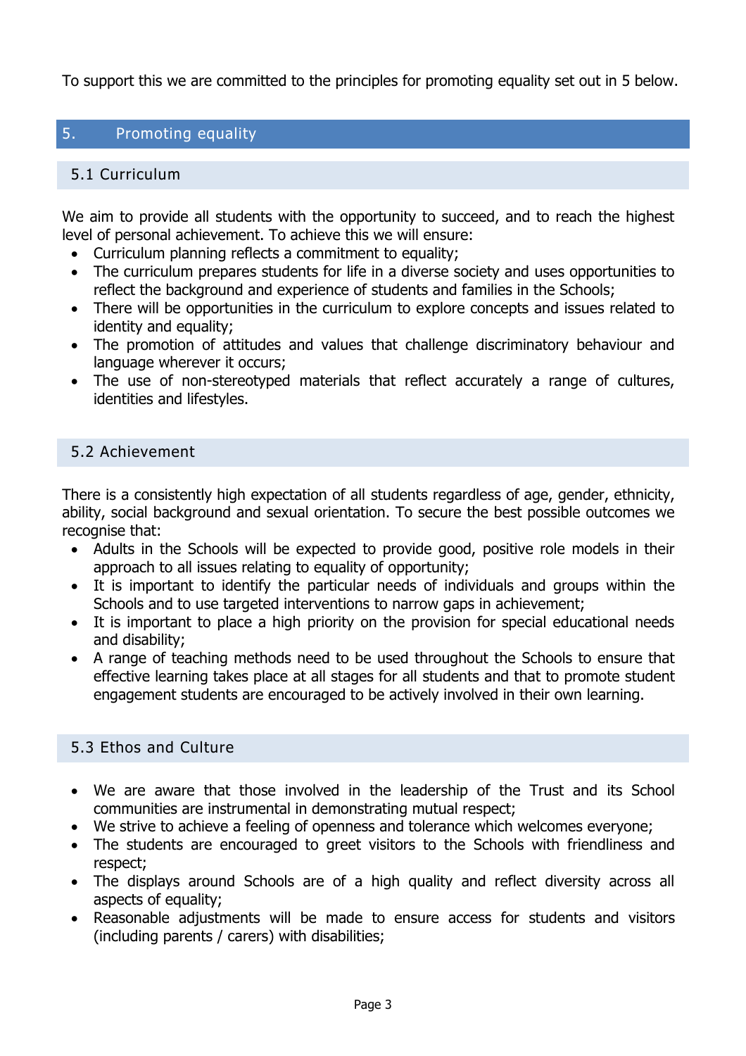To support this we are committed to the principles for promoting equality set out in 5 below.

## 5. Promoting equality

### 5.1 Curriculum

We aim to provide all students with the opportunity to succeed, and to reach the highest level of personal achievement. To achieve this we will ensure:

- Curriculum planning reflects a commitment to equality;
- The curriculum prepares students for life in a diverse society and uses opportunities to reflect the background and experience of students and families in the Schools;
- There will be opportunities in the curriculum to explore concepts and issues related to identity and equality;
- The promotion of attitudes and values that challenge discriminatory behaviour and language wherever it occurs;
- The use of non-stereotyped materials that reflect accurately a range of cultures, identities and lifestyles.

### 5.2 Achievement

There is a consistently high expectation of all students regardless of age, gender, ethnicity, ability, social background and sexual orientation. To secure the best possible outcomes we recognise that:

- Adults in the Schools will be expected to provide good, positive role models in their approach to all issues relating to equality of opportunity;
- It is important to identify the particular needs of individuals and groups within the Schools and to use targeted interventions to narrow gaps in achievement;
- It is important to place a high priority on the provision for special educational needs and disability;
- A range of teaching methods need to be used throughout the Schools to ensure that effective learning takes place at all stages for all students and that to promote student engagement students are encouraged to be actively involved in their own learning.

### 5.3 Ethos and Culture

- We are aware that those involved in the leadership of the Trust and its School communities are instrumental in demonstrating mutual respect;
- We strive to achieve a feeling of openness and tolerance which welcomes everyone;
- The students are encouraged to greet visitors to the Schools with friendliness and respect;
- The displays around Schools are of a high quality and reflect diversity across all aspects of equality;
- Reasonable adjustments will be made to ensure access for students and visitors (including parents / carers) with disabilities;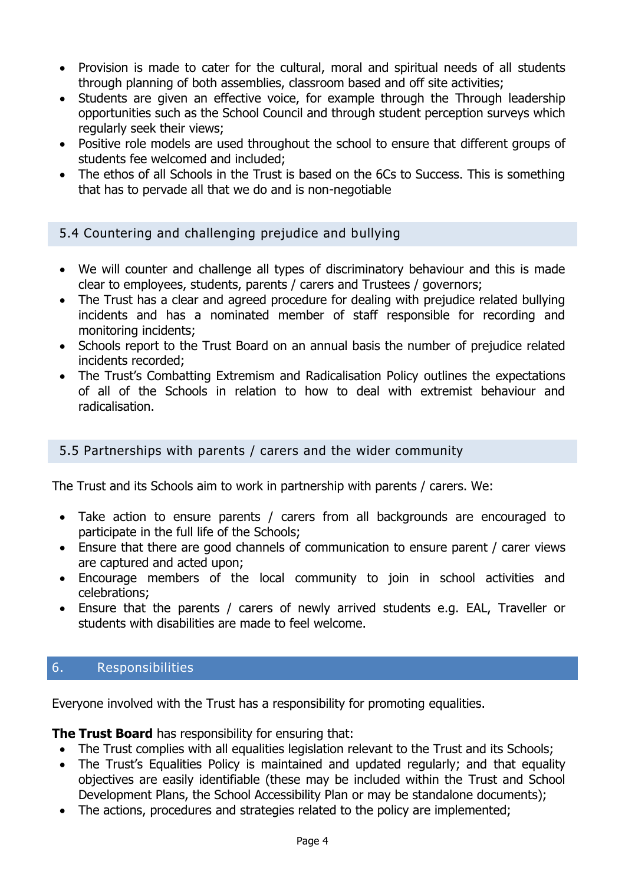- Provision is made to cater for the cultural, moral and spiritual needs of all students through planning of both assemblies, classroom based and off site activities;
- Students are given an effective voice, for example through the Through leadership opportunities such as the School Council and through student perception surveys which regularly seek their views;
- Positive role models are used throughout the school to ensure that different groups of students fee welcomed and included;
- The ethos of all Schools in the Trust is based on the 6Cs to Success. This is something that has to pervade all that we do and is non-negotiable

### 5.4 Countering and challenging prejudice and bullying

- We will counter and challenge all types of discriminatory behaviour and this is made clear to employees, students, parents / carers and Trustees / governors;
- The Trust has a clear and agreed procedure for dealing with prejudice related bullying incidents and has a nominated member of staff responsible for recording and monitoring incidents;
- Schools report to the Trust Board on an annual basis the number of prejudice related incidents recorded;
- The Trust's Combatting Extremism and Radicalisation Policy outlines the expectations of all of the Schools in relation to how to deal with extremist behaviour and radicalisation.

### 5.5 Partnerships with parents / carers and the wider community

The Trust and its Schools aim to work in partnership with parents / carers. We:

- Take action to ensure parents / carers from all backgrounds are encouraged to participate in the full life of the Schools;
- Ensure that there are good channels of communication to ensure parent / carer views are captured and acted upon;
- Encourage members of the local community to join in school activities and celebrations;
- Ensure that the parents / carers of newly arrived students e.g. EAL, Traveller or students with disabilities are made to feel welcome.

## 6. Responsibilities

Everyone involved with the Trust has a responsibility for promoting equalities.

**The Trust Board** has responsibility for ensuring that:

- The Trust complies with all equalities legislation relevant to the Trust and its Schools;
- The Trust's Equalities Policy is maintained and updated regularly; and that equality objectives are easily identifiable (these may be included within the Trust and School Development Plans, the School Accessibility Plan or may be standalone documents);
- The actions, procedures and strategies related to the policy are implemented;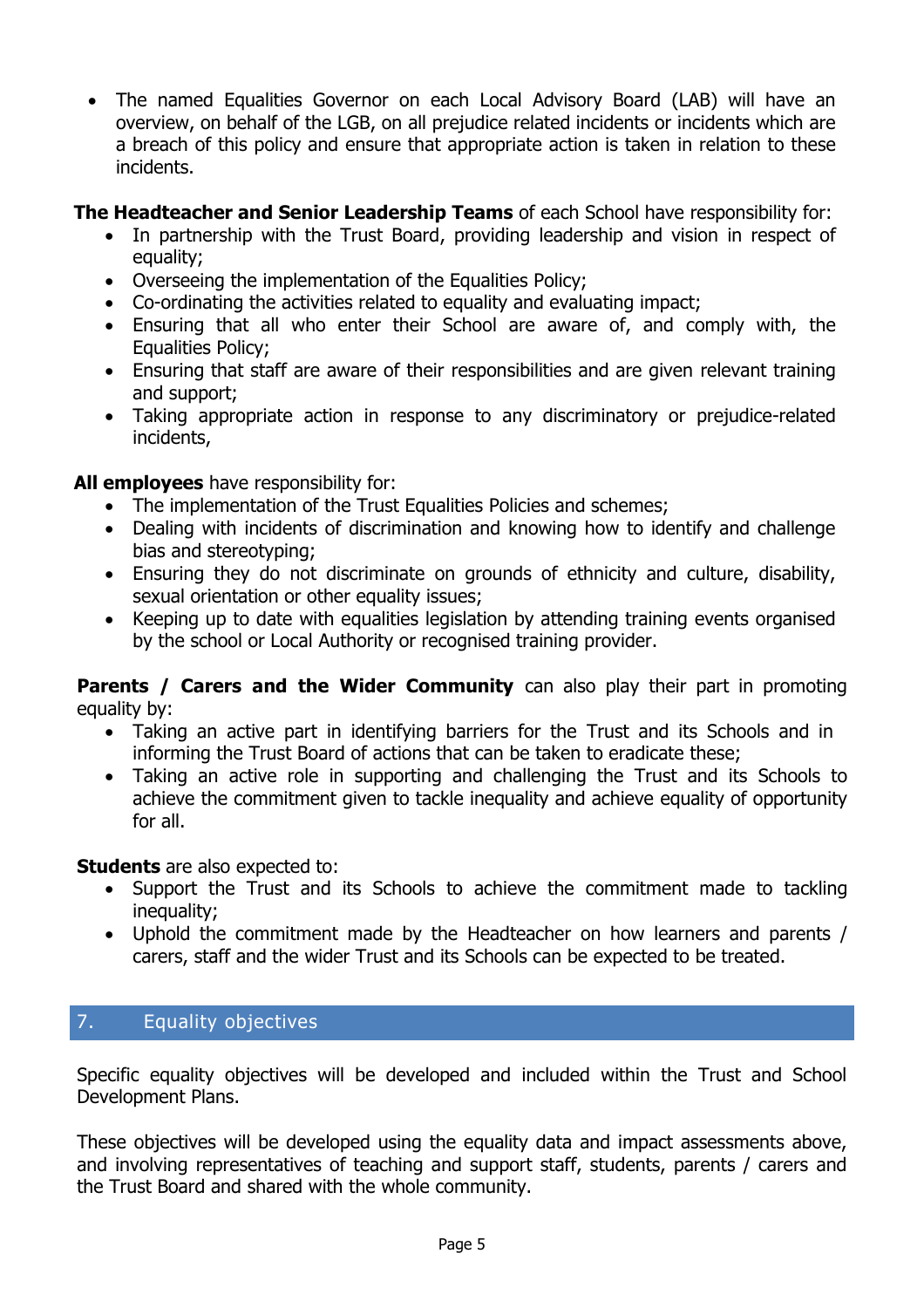- The named Equalities Governor on each Local Advisory Board (LAB) will have an overview, on behalf of the LGB, on all prejudice related incidents or incidents which are a breach of this policy and ensure that appropriate action is taken in relation to these incidents.

**The Headteacher and Senior Leadership Teams** of each School have responsibility for:

- In partnership with the Trust Board, providing leadership and vision in respect of equality;
- Overseeing the implementation of the Equalities Policy;
- Co-ordinating the activities related to equality and evaluating impact;
- Ensuring that all who enter their School are aware of, and comply with, the Equalities Policy;
- Ensuring that staff are aware of their responsibilities and are given relevant training and support;
- Taking appropriate action in response to any discriminatory or prejudice-related incidents,

**All employees** have responsibility for:

- The implementation of the Trust Equalities Policies and schemes;
- Dealing with incidents of discrimination and knowing how to identify and challenge bias and stereotyping;
- Ensuring they do not discriminate on grounds of ethnicity and culture, disability, sexual orientation or other equality issues;
- Keeping up to date with equalities legislation by attending training events organised by the school or Local Authority or recognised training provider.

**Parents / Carers and the Wider Community** can also play their part in promoting equality by:

- Taking an active part in identifying barriers for the Trust and its Schools and in informing the Trust Board of actions that can be taken to eradicate these;
- Taking an active role in supporting and challenging the Trust and its Schools to achieve the commitment given to tackle inequality and achieve equality of opportunity for all.

**Students** are also expected to:

- Support the Trust and its Schools to achieve the commitment made to tackling inequality;
- Uphold the commitment made by the Headteacher on how learners and parents / carers, staff and the wider Trust and its Schools can be expected to be treated.

## 7. Equality objectives

Specific equality objectives will be developed and included within the Trust and School Development Plans.

These objectives will be developed using the equality data and impact assessments above, and involving representatives of teaching and support staff, students, parents / carers and the Trust Board and shared with the whole community.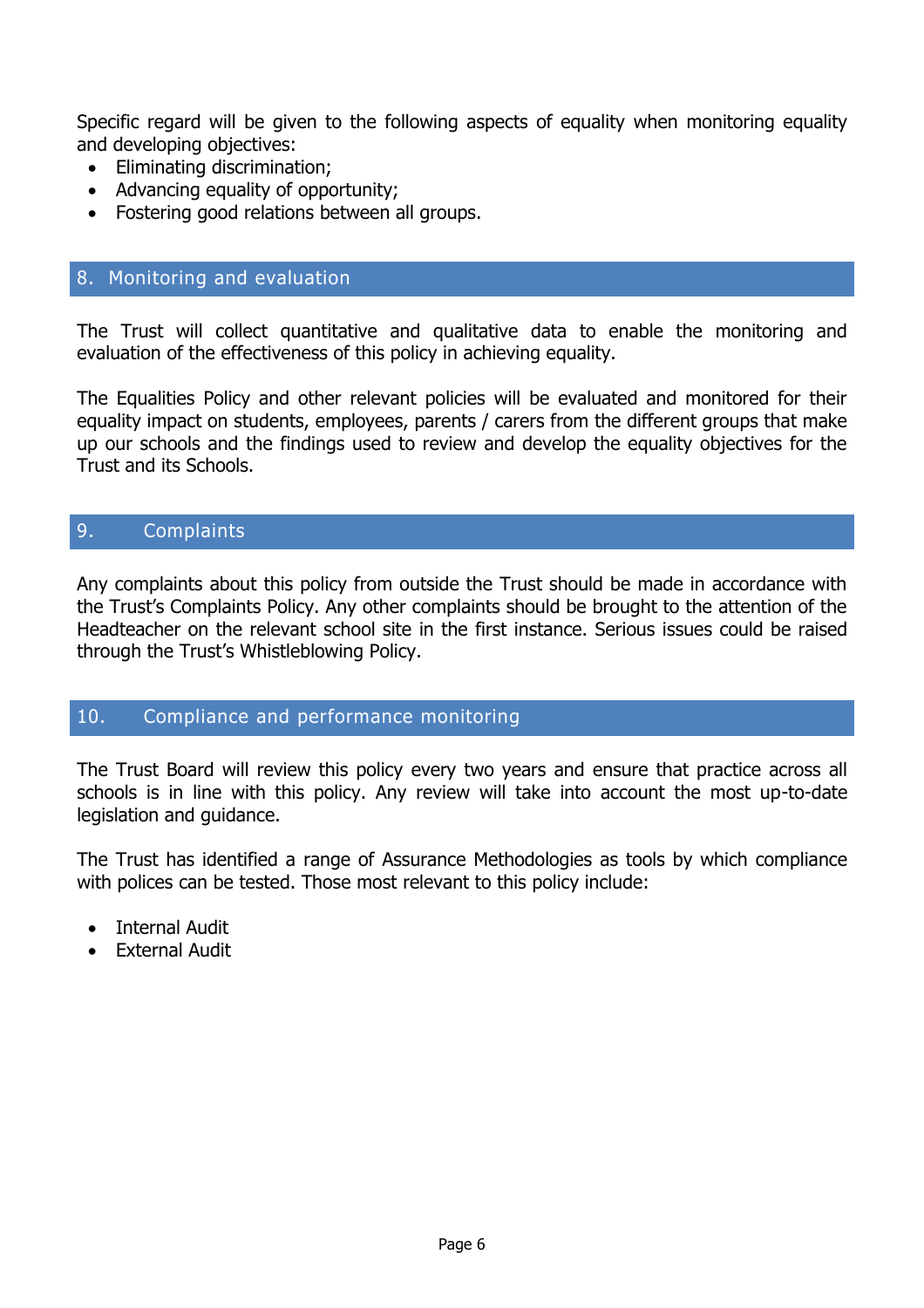Specific regard will be given to the following aspects of equality when monitoring equality and developing objectives:

- Eliminating discrimination;
- Advancing equality of opportunity;
- Fostering good relations between all groups.

## 8. Monitoring and evaluation

The Trust will collect quantitative and qualitative data to enable the monitoring and evaluation of the effectiveness of this policy in achieving equality.

The Equalities Policy and other relevant policies will be evaluated and monitored for their equality impact on students, employees, parents / carers from the different groups that make up our schools and the findings used to review and develop the equality objectives for the Trust and its Schools.

## 9. Complaints

Any complaints about this policy from outside the Trust should be made in accordance with the Trust's Complaints Policy. Any other complaints should be brought to the attention of the Headteacher on the relevant school site in the first instance. Serious issues could be raised through the Trust's Whistleblowing Policy.

## 10. Compliance and performance monitoring

The Trust Board will review this policy every two years and ensure that practice across all schools is in line with this policy. Any review will take into account the most up-to-date legislation and guidance.

The Trust has identified a range of Assurance Methodologies as tools by which compliance with polices can be tested. Those most relevant to this policy include:

- Internal Audit
- External Audit